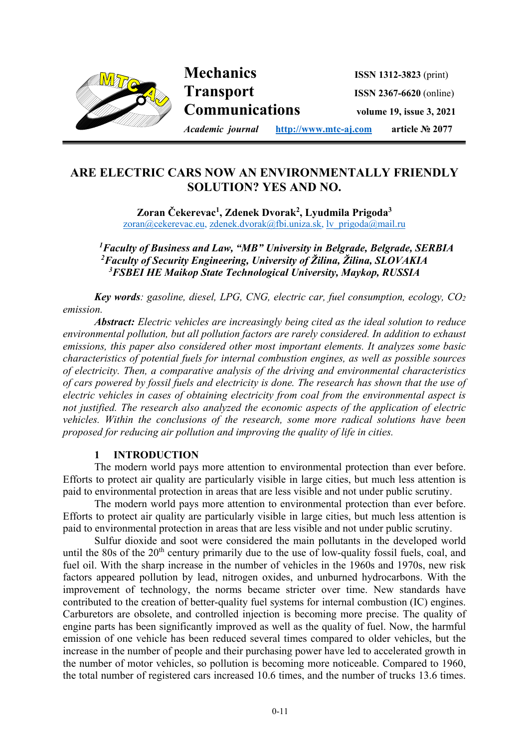# ARE ELECTRIC CARS NOW AN ENVIRONMENTALLY FRIENDLY SOLUTION? YES AND NO.

**Zoran Čekerevac[1], Zdenek Dvorak[2], Lyudmila Prigoda[3]**
zoran@cekerevac.eu, zdenek.dvorak@fbi.uniza.sk, lv_prigoda@mail.ru

*[1]Faculty of Business and Law, "MB" University in Belgrade, Belgrade, SERBIA*
*[2]Faculty of Security Engineering, University of Žilina, Žilina, SLOVAKIA*
*[3]FSBEI HE Maikop State Technological University, Maykop, RUSSIA*

***Key words**: gasoline, diesel, LPG, CNG, electric car, fuel consumption, ecology, $CO_2$ emission.*

***Abstract:** Electric vehicles are increasingly being cited as the ideal solution to reduce environmental pollution, but all pollution factors are rarely considered. In addition to exhaust emissions, this paper also considered other most important elements. It analyzes some basic characteristics of potential fuels for internal combustion engines, as well as possible sources of electricity. Then, a comparative analysis of the driving and environmental characteristics of cars powered by fossil fuels and electricity is done. The research has shown that the use of electric vehicles in cases of obtaining electricity from coal from the environmental aspect is not justified. The research also analyzed the economic aspects of the application of electric vehicles. Within the conclusions of the research, some more radical solutions have been proposed for reducing air pollution and improving the quality of life in cities.*

## 1 INTRODUCTION

The modern world pays more attention to environmental protection than ever before. Efforts to protect air quality are particularly visible in large cities, but much less attention is paid to environmental protection in areas that are less visible and not under public scrutiny.

The modern world pays more attention to environmental protection than ever before. Efforts to protect air quality are particularly visible in large cities, but much less attention is paid to environmental protection in areas that are less visible and not under public scrutiny.

Sulfur dioxide and soot were considered the main pollutants in the developed world until the 80s of the 20$^{th}$ century primarily due to the use of low-quality fossil fuels, coal, and fuel oil. With the sharp increase in the number of vehicles in the 1960s and 1970s, new risk factors appeared pollution by lead, nitrogen oxides, and unburned hydrocarbons. With the improvement of technology, the norms became stricter over time. New standards have contributed to the creation of better-quality fuel systems for internal combustion (IC) engines. Carburetors are obsolete, and controlled injection is becoming more precise. The quality of engine parts has been significantly improved as well as the quality of fuel. Now, the harmful emission of one vehicle has been reduced several times compared to older vehicles, but the increase in the number of people and their purchasing power have led to accelerated growth in the number of motor vehicles, so pollution is becoming more noticeable. Compared to 1960, the total number of registered cars increased 10.6 times, and the number of trucks 13.6 times.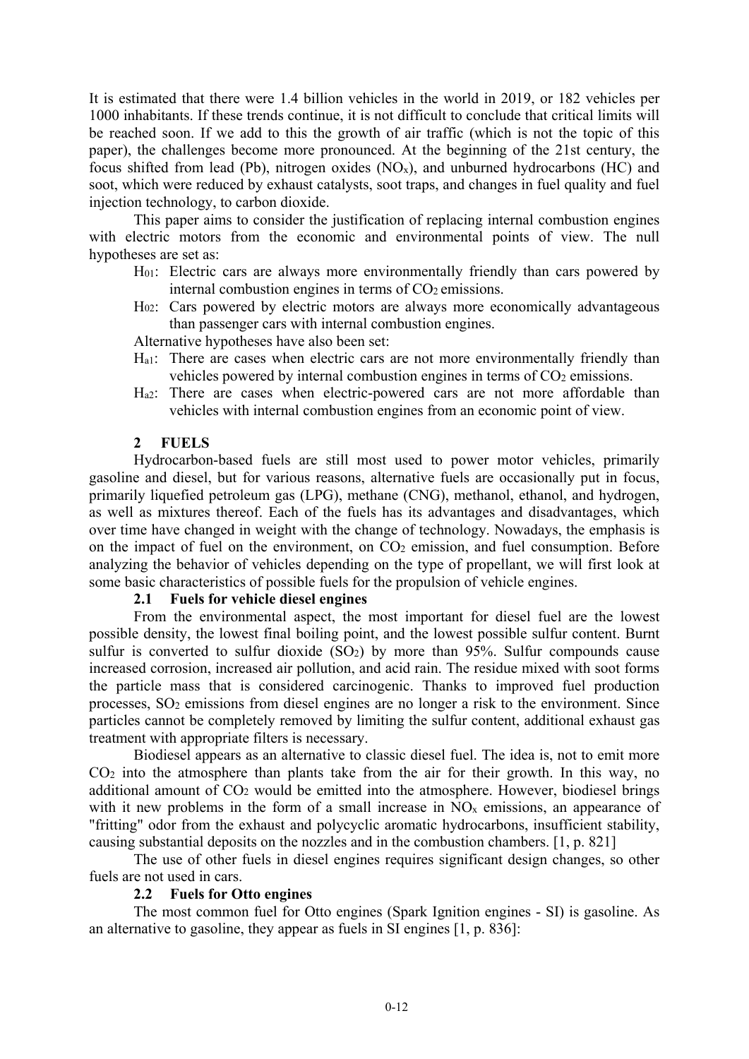It is estimated that there were 1.4 billion vehicles in the world in 2019, or 182 vehicles per 1000 inhabitants. If these trends continue, it is not difficult to conclude that critical limits will be reached soon. If we add to this the growth of air traffic (which is not the topic of this paper), the challenges become more pronounced. At the beginning of the 21st century, the focus shifted from lead (Pb), nitrogen oxides ($NO_x$), and unburned hydrocarbons (HC) and soot, which were reduced by exhaust catalysts, soot traps, and changes in fuel quality and fuel injection technology, to carbon dioxide.

This paper aims to consider the justification of replacing internal combustion engines with electric motors from the economic and environmental points of view. The null hypotheses are set as:

- $H_{01}$: Electric cars are always more environmentally friendly than cars powered by internal combustion engines in terms of $CO_2$ emissions.
- $H_{02}$: Cars powered by electric motors are always more economically advantageous than passenger cars with internal combustion engines.

Alternative hypotheses have also been set:

- $H_{a1}$: There are cases when electric cars are not more environmentally friendly than vehicles powered by internal combustion engines in terms of $CO_2$ emissions.
- $H_{a2}$: There are cases when electric-powered cars are not more affordable than vehicles with internal combustion engines from an economic point of view.

## 2 FUELS

Hydrocarbon-based fuels are still most used to power motor vehicles, primarily gasoline and diesel, but for various reasons, alternative fuels are occasionally put in focus, primarily liquefied petroleum gas (LPG), methane (CNG), methanol, ethanol, and hydrogen, as well as mixtures thereof. Each of the fuels has its advantages and disadvantages, which over time have changed in weight with the change of technology. Nowadays, the emphasis is on the impact of fuel on the environment, on $CO_2$ emission, and fuel consumption. Before analyzing the behavior of vehicles depending on the type of propellant, we will first look at some basic characteristics of possible fuels for the propulsion of vehicle engines.

### 2.1 Fuels for vehicle diesel engines

From the environmental aspect, the most important for diesel fuel are the lowest possible density, the lowest final boiling point, and the lowest possible sulfur content. Burnt sulfur is converted to sulfur dioxide ($SO_2$) by more than 95%. Sulfur compounds cause increased corrosion, increased air pollution, and acid rain. The residue mixed with soot forms the particle mass that is considered carcinogenic. Thanks to improved fuel production processes, $SO_2$ emissions from diesel engines are no longer a risk to the environment. Since particles cannot be completely removed by limiting the sulfur content, additional exhaust gas treatment with appropriate filters is necessary.

Biodiesel appears as an alternative to classic diesel fuel. The idea is, not to emit more $CO_2$ into the atmosphere than plants take from the air for their growth. In this way, no additional amount of $CO_2$ would be emitted into the atmosphere. However, biodiesel brings with it new problems in the form of a small increase in $NO_x$ emissions, an appearance of "fritting" odor from the exhaust and polycyclic aromatic hydrocarbons, insufficient stability, causing substantial deposits on the nozzles and in the combustion chambers. [1, p. 821]

The use of other fuels in diesel engines requires significant design changes, so other fuels are not used in cars.

### 2.2 Fuels for Otto engines

The most common fuel for Otto engines (Spark Ignition engines - SI) is gasoline. As an alternative to gasoline, they appear as fuels in SI engines [1, p. 836]: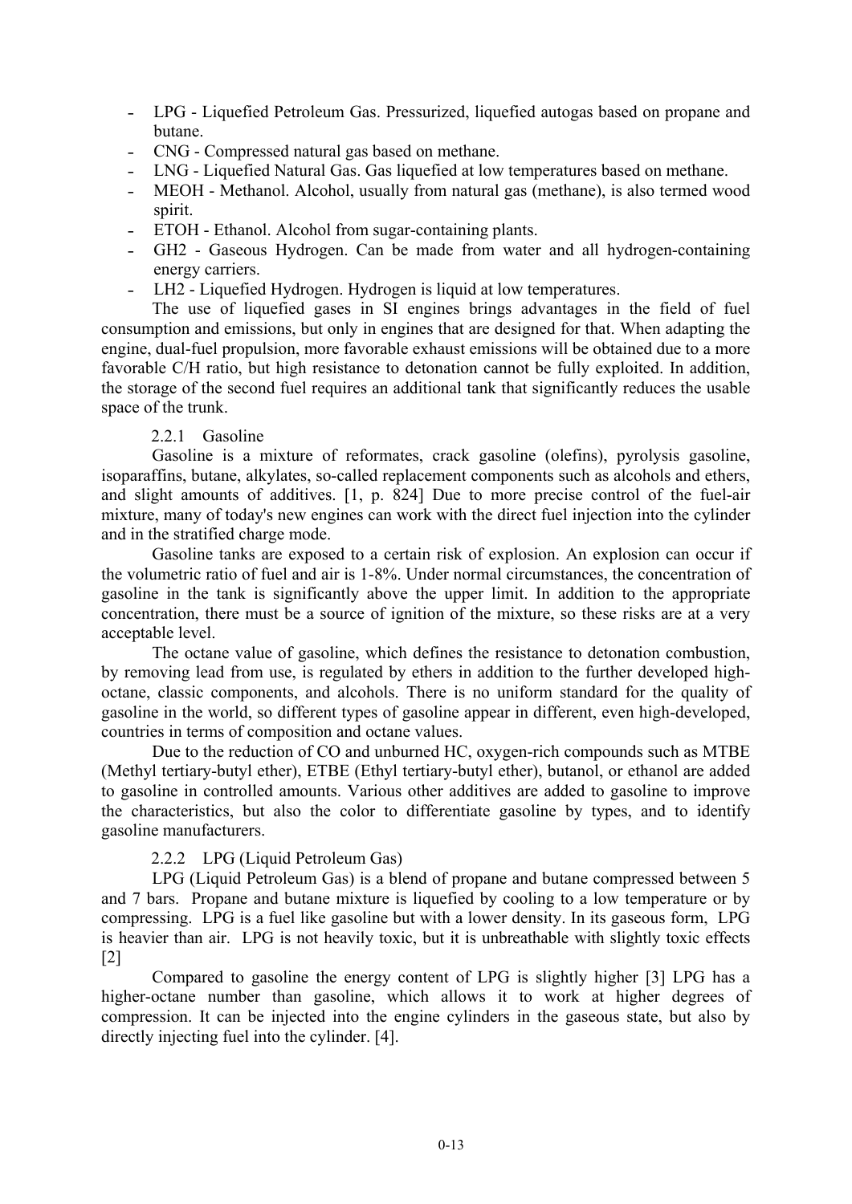- LPG - Liquefied Petroleum Gas. Pressurized, liquefied autogas based on propane and butane.
- CNG - Compressed natural gas based on methane.
- LNG - Liquefied Natural Gas. Gas liquefied at low temperatures based on methane.
- MEOH - Methanol. Alcohol, usually from natural gas (methane), is also termed wood spirit.
- ETOH - Ethanol. Alcohol from sugar-containing plants.
- GH2 - Gaseous Hydrogen. Can be made from water and all hydrogen-containing energy carriers.
- LH2 - Liquefied Hydrogen. Hydrogen is liquid at low temperatures.

The use of liquefied gases in SI engines brings advantages in the field of fuel consumption and emissions, but only in engines that are designed for that. When adapting the engine, dual-fuel propulsion, more favorable exhaust emissions will be obtained due to a more favorable C/H ratio, but high resistance to detonation cannot be fully exploited. In addition, the storage of the second fuel requires an additional tank that significantly reduces the usable space of the trunk.

### 2.2.1 Gasoline

Gasoline is a mixture of reformates, crack gasoline (olefins), pyrolysis gasoline, isoparaffins, butane, alkylates, so-called replacement components such as alcohols and ethers, and slight amounts of additives. [1, p. 824] Due to more precise control of the fuel-air mixture, many of today's new engines can work with the direct fuel injection into the cylinder and in the stratified charge mode.

Gasoline tanks are exposed to a certain risk of explosion. An explosion can occur if the volumetric ratio of fuel and air is 1-8%. Under normal circumstances, the concentration of gasoline in the tank is significantly above the upper limit. In addition to the appropriate concentration, there must be a source of ignition of the mixture, so these risks are at a very acceptable level.

The octane value of gasoline, which defines the resistance to detonation combustion, by removing lead from use, is regulated by ethers in addition to the further developed high-octane, classic components, and alcohols. There is no uniform standard for the quality of gasoline in the world, so different types of gasoline appear in different, even high-developed, countries in terms of composition and octane values.

Due to the reduction of CO and unburned HC, oxygen-rich compounds such as MTBE (Methyl tertiary-butyl ether), ETBE (Ethyl tertiary-butyl ether), butanol, or ethanol are added to gasoline in controlled amounts. Various other additives are added to gasoline to improve the characteristics, but also the color to differentiate gasoline by types, and to identify gasoline manufacturers.

### 2.2.2 LPG (Liquid Petroleum Gas)

LPG (Liquid Petroleum Gas) is a blend of propane and butane compressed between 5 and 7 bars. Propane and butane mixture is liquefied by cooling to a low temperature or by compressing. LPG is a fuel like gasoline but with a lower density. In its gaseous form, LPG is heavier than air. LPG is not heavily toxic, but it is unbreathable with slightly toxic effects [2]

Compared to gasoline the energy content of LPG is slightly higher [3] LPG has a higher-octane number than gasoline, which allows it to work at higher degrees of compression. It can be injected into the engine cylinders in the gaseous state, but also by directly injecting fuel into the cylinder. [4].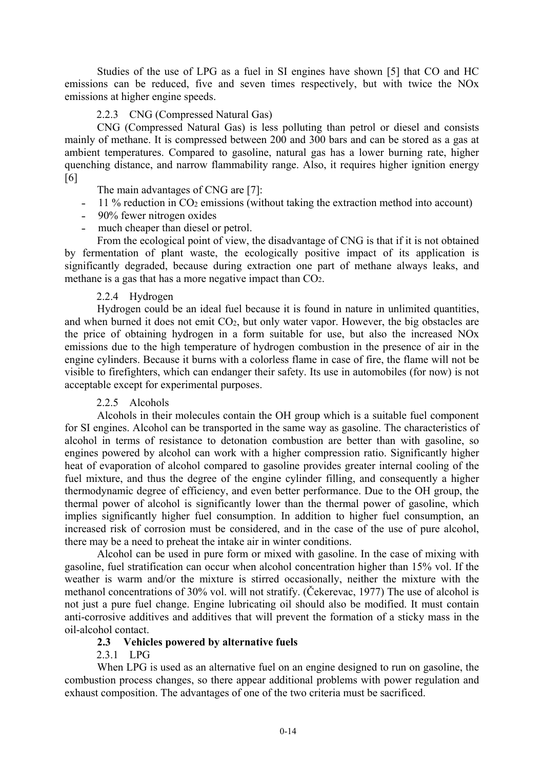Studies of the use of LPG as a fuel in SI engines have shown [5] that CO and HC emissions can be reduced, five and seven times respectively, but with twice the NOx emissions at higher engine speeds.

### 2.2.3 CNG (Compressed Natural Gas)

CNG (Compressed Natural Gas) is less polluting than petrol or diesel and consists mainly of methane. It is compressed between 200 and 300 bars and can be stored as a gas at ambient temperatures. Compared to gasoline, natural gas has a lower burning rate, higher quenching distance, and narrow flammability range. Also, it requires higher ignition energy [6]

The main advantages of CNG are [7]:

- 11 % reduction in $CO_2$ emissions (without taking the extraction method into account)
- 90% fewer nitrogen oxides
- much cheaper than diesel or petrol.

From the ecological point of view, the disadvantage of CNG is that if it is not obtained by fermentation of plant waste, the ecologically positive impact of its application is significantly degraded, because during extraction one part of methane always leaks, and methane is a gas that has a more negative impact than $CO_2$.

### 2.2.4 Hydrogen

Hydrogen could be an ideal fuel because it is found in nature in unlimited quantities, and when burned it does not emit $CO_2$, but only water vapor. However, the big obstacles are the price of obtaining hydrogen in a form suitable for use, but also the increased NOx emissions due to the high temperature of hydrogen combustion in the presence of air in the engine cylinders. Because it burns with a colorless flame in case of fire, the flame will not be visible to firefighters, which can endanger their safety. Its use in automobiles (for now) is not acceptable except for experimental purposes.

### 2.2.5 Alcohols

Alcohols in their molecules contain the OH group which is a suitable fuel component for SI engines. Alcohol can be transported in the same way as gasoline. The characteristics of alcohol in terms of resistance to detonation combustion are better than with gasoline, so engines powered by alcohol can work with a higher compression ratio. Significantly higher heat of evaporation of alcohol compared to gasoline provides greater internal cooling of the fuel mixture, and thus the degree of the engine cylinder filling, and consequently a higher thermodynamic degree of efficiency, and even better performance. Due to the OH group, the thermal power of alcohol is significantly lower than the thermal power of gasoline, which implies significantly higher fuel consumption. In addition to higher fuel consumption, an increased risk of corrosion must be considered, and in the case of the use of pure alcohol, there may be a need to preheat the intake air in winter conditions.

Alcohol can be used in pure form or mixed with gasoline. In the case of mixing with gasoline, fuel stratification can occur when alcohol concentration higher than 15% vol. If the weather is warm and/or the mixture is stirred occasionally, neither the mixture with the methanol concentrations of 30% vol. will not stratify. (Čekerevac, 1977) The use of alcohol is not just a pure fuel change. Engine lubricating oil should also be modified. It must contain anti-corrosive additives and additives that will prevent the formation of a sticky mass in the oil-alcohol contact.

## 2.3 Vehicles powered by alternative fuels

### 2.3.1 LPG

When LPG is used as an alternative fuel on an engine designed to run on gasoline, the combustion process changes, so there appear additional problems with power regulation and exhaust composition. The advantages of one of the two criteria must be sacrificed.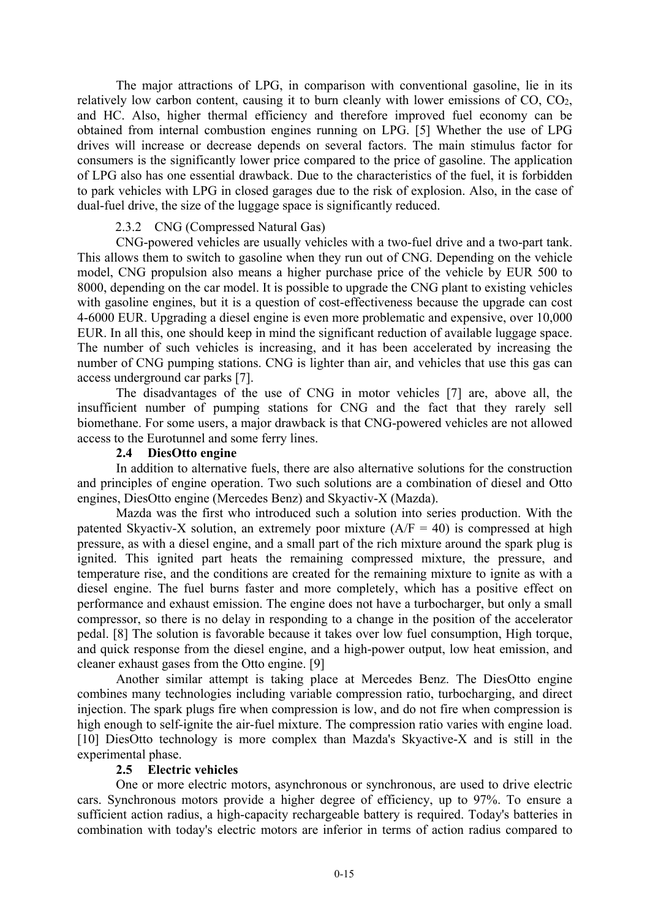The major attractions of LPG, in comparison with conventional gasoline, lie in its relatively low carbon content, causing it to burn cleanly with lower emissions of CO, $CO_2$, and HC. Also, higher thermal efficiency and therefore improved fuel economy can be obtained from internal combustion engines running on LPG. [5] Whether the use of LPG drives will increase or decrease depends on several factors. The main stimulus factor for consumers is the significantly lower price compared to the price of gasoline. The application of LPG also has one essential drawback. Due to the characteristics of the fuel, it is forbidden to park vehicles with LPG in closed garages due to the risk of explosion. Also, in the case of dual-fuel drive, the size of the luggage space is significantly reduced.

#### 2.3.2 CNG (Compressed Natural Gas)

CNG-powered vehicles are usually vehicles with a two-fuel drive and a two-part tank. This allows them to switch to gasoline when they run out of CNG. Depending on the vehicle model, CNG propulsion also means a higher purchase price of the vehicle by EUR 500 to 8000, depending on the car model. It is possible to upgrade the CNG plant to existing vehicles with gasoline engines, but it is a question of cost-effectiveness because the upgrade can cost 4-6000 EUR. Upgrading a diesel engine is even more problematic and expensive, over 10,000 EUR. In all this, one should keep in mind the significant reduction of available luggage space. The number of such vehicles is increasing, and it has been accelerated by increasing the number of CNG pumping stations. CNG is lighter than air, and vehicles that use this gas can access underground car parks [7].

The disadvantages of the use of CNG in motor vehicles [7] are, above all, the insufficient number of pumping stations for CNG and the fact that they rarely sell biomethane. For some users, a major drawback is that CNG-powered vehicles are not allowed access to the Eurotunnel and some ferry lines.

### 2.4 DiesOtto engine

In addition to alternative fuels, there are also alternative solutions for the construction and principles of engine operation. Two such solutions are a combination of diesel and Otto engines, DiesOtto engine (Mercedes Benz) and Skyactiv-X (Mazda).

Mazda was the first who introduced such a solution into series production. With the patented Skyactiv-X solution, an extremely poor mixture (A/F = 40) is compressed at high pressure, as with a diesel engine, and a small part of the rich mixture around the spark plug is ignited. This ignited part heats the remaining compressed mixture, the pressure, and temperature rise, and the conditions are created for the remaining mixture to ignite as with a diesel engine. The fuel burns faster and more completely, which has a positive effect on performance and exhaust emission. The engine does not have a turbocharger, but only a small compressor, so there is no delay in responding to a change in the position of the accelerator pedal. [8] The solution is favorable because it takes over low fuel consumption, High torque, and quick response from the diesel engine, and a high-power output, low heat emission, and cleaner exhaust gases from the Otto engine. [9]

Another similar attempt is taking place at Mercedes Benz. The DiesOtto engine combines many technologies including variable compression ratio, turbocharging, and direct injection. The spark plugs fire when compression is low, and do not fire when compression is high enough to self-ignite the air-fuel mixture. The compression ratio varies with engine load. [10] DiesOtto technology is more complex than Mazda's Skyactive-X and is still in the experimental phase.

### 2.5 Electric vehicles

One or more electric motors, asynchronous or synchronous, are used to drive electric cars. Synchronous motors provide a higher degree of efficiency, up to 97%. To ensure a sufficient action radius, a high-capacity rechargeable battery is required. Today's batteries in combination with today's electric motors are inferior in terms of action radius compared to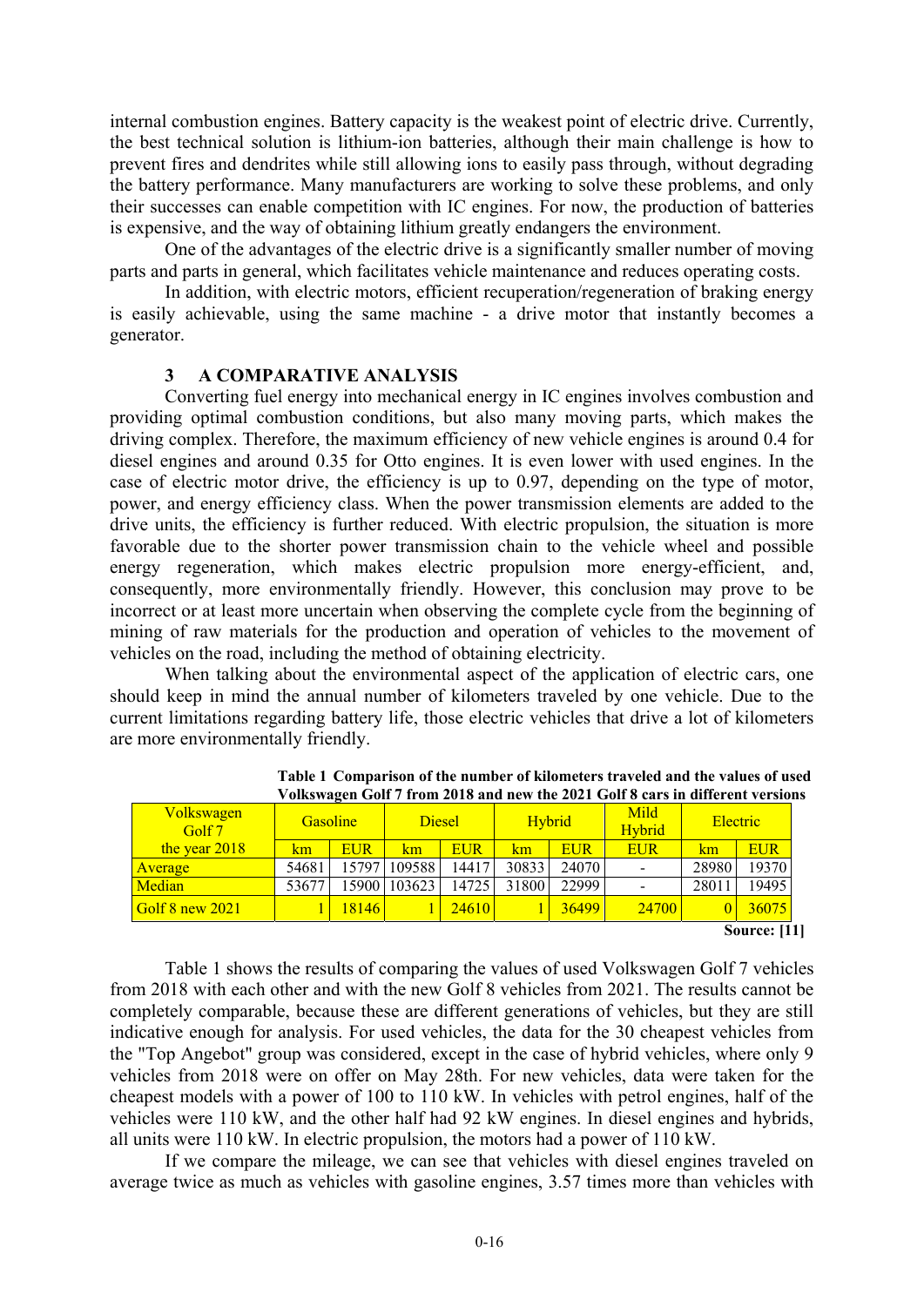internal combustion engines. Battery capacity is the weakest point of electric drive. Currently, the best technical solution is lithium-ion batteries, although their main challenge is how to prevent fires and dendrites while still allowing ions to easily pass through, without degrading the battery performance. Many manufacturers are working to solve these problems, and only their successes can enable competition with IC engines. For now, the production of batteries is expensive, and the way of obtaining lithium greatly endangers the environment.

One of the advantages of the electric drive is a significantly smaller number of moving parts and parts in general, which facilitates vehicle maintenance and reduces operating costs.

In addition, with electric motors, efficient recuperation/regeneration of braking energy is easily achievable, using the same machine - a drive motor that instantly becomes a generator.

## 3 A COMPARATIVE ANALYSIS

Converting fuel energy into mechanical energy in IC engines involves combustion and providing optimal combustion conditions, but also many moving parts, which makes the driving complex. Therefore, the maximum efficiency of new vehicle engines is around 0.4 for diesel engines and around 0.35 for Otto engines. It is even lower with used engines. In the case of electric motor drive, the efficiency is up to 0.97, depending on the type of motor, power, and energy efficiency class. When the power transmission elements are added to the drive units, the efficiency is further reduced. With electric propulsion, the situation is more favorable due to the shorter power transmission chain to the vehicle wheel and possible energy regeneration, which makes electric propulsion more energy-efficient, and, consequently, more environmentally friendly. However, this conclusion may prove to be incorrect or at least more uncertain when observing the complete cycle from the beginning of mining of raw materials for the production and operation of vehicles to the movement of vehicles on the road, including the method of obtaining electricity.

When talking about the environmental aspect of the application of electric cars, one should keep in mind the annual number of kilometers traveled by one vehicle. Due to the current limitations regarding battery life, those electric vehicles that drive a lot of kilometers are more environmentally friendly.

**Table 1 Comparison of the number of kilometers traveled and the values of used Volkswagen Golf 7 from 2018 and new the 2021 Golf 8 cars in different versions**

| Volkswagen Golf 7 | Gasoline | | Diesel | | Hybrid | | Mild Hybrid | Electric | |
|---|---|---|---|---|---|---|---|---|---|
| the year 2018 | km | EUR | km | EUR | km | EUR | EUR | km | EUR |
| Average | 54681 | 15797 | 109588 | 14417 | 30833 | 24070 | - | 28980 | 19370 |
| Median | 53677 | 15900 | 103623 | 14725 | 31800 | 22999 | - | 28011 | 19495 |
| Golf 8 new 2021 | 1 | 18146 | 1 | 24610 | 1 | 36499 | 24700 | 0 | 36075 |

**Source: [11]**

Table 1 shows the results of comparing the values of used Volkswagen Golf 7 vehicles from 2018 with each other and with the new Golf 8 vehicles from 2021. The results cannot be completely comparable, because these are different generations of vehicles, but they are still indicative enough for analysis. For used vehicles, the data for the 30 cheapest vehicles from the "Top Angebot" group was considered, except in the case of hybrid vehicles, where only 9 vehicles from 2018 were on offer on May 28th. For new vehicles, data were taken for the cheapest models with a power of 100 to 110 kW. In vehicles with petrol engines, half of the vehicles were 110 kW, and the other half had 92 kW engines. In diesel engines and hybrids, all units were 110 kW. In electric propulsion, the motors had a power of 110 kW.

If we compare the mileage, we can see that vehicles with diesel engines traveled on average twice as much as vehicles with gasoline engines, 3.57 times more than vehicles with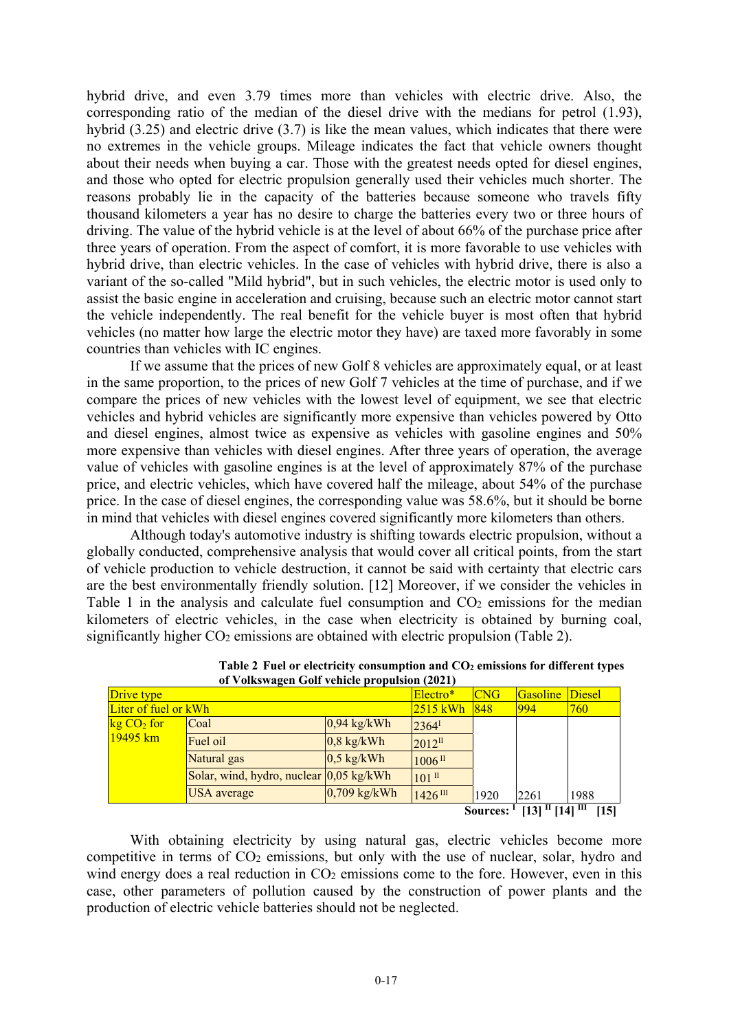hybrid drive, and even 3.79 times more than vehicles with electric drive. Also, the corresponding ratio of the median of the diesel drive with the medians for petrol (1.93), hybrid (3.25) and electric drive (3.7) is like the mean values, which indicates that there were no extremes in the vehicle groups. Mileage indicates the fact that vehicle owners thought about their needs when buying a car. Those with the greatest needs opted for diesel engines, and those who opted for electric propulsion generally used their vehicles much shorter. The reasons probably lie in the capacity of the batteries because someone who travels fifty thousand kilometers a year has no desire to charge the batteries every two or three hours of driving. The value of the hybrid vehicle is at the level of about 66% of the purchase price after three years of operation. From the aspect of comfort, it is more favorable to use vehicles with hybrid drive, than electric vehicles. In the case of vehicles with hybrid drive, there is also a variant of the so-called "Mild hybrid", but in such vehicles, the electric motor is used only to assist the basic engine in acceleration and cruising, because such an electric motor cannot start the vehicle independently. The real benefit for the vehicle buyer is most often that hybrid vehicles (no matter how large the electric motor they have) are taxed more favorably in some countries than vehicles with IC engines.

If we assume that the prices of new Golf 8 vehicles are approximately equal, or at least in the same proportion, to the prices of new Golf 7 vehicles at the time of purchase, and if we compare the prices of new vehicles with the lowest level of equipment, we see that electric vehicles and hybrid vehicles are significantly more expensive than vehicles powered by Otto and diesel engines, almost twice as expensive as vehicles with gasoline engines and 50% more expensive than vehicles with diesel engines. After three years of operation, the average value of vehicles with gasoline engines is at the level of approximately 87% of the purchase price, and electric vehicles, which have covered half the mileage, about 54% of the purchase price. In the case of diesel engines, the corresponding value was 58.6%, but it should be borne in mind that vehicles with diesel engines covered significantly more kilometers than others.

Although today's automotive industry is shifting towards electric propulsion, without a globally conducted, comprehensive analysis that would cover all critical points, from the start of vehicle production to vehicle destruction, it cannot be said with certainty that electric cars are the best environmentally friendly solution. [12] Moreover, if we consider the vehicles in Table 1 in the analysis and calculate fuel consumption and $CO_2$ emissions for the median kilometers of electric vehicles, in the case when electricity is obtained by burning coal, significantly higher $CO_2$ emissions are obtained with electric propulsion (Table 2).

**Table 2 Fuel or electricity consumption and $CO_2$ emissions for different types of Volkswagen Golf vehicle propulsion (2021)**

| Drive type | | | Electro* | CNG | Gasoline | Diesel |
|---|---|---|---|---|---|---|
| Liter of fuel or kWh | | | 2515 kWh | 848 | 994 | 760 |
| kg $CO_2$ for 19495 km | Coal | 0,94 kg/kWh | 2364 [I] | | | |
| | Fuel oil | 0,8 kg/kWh | 2012 [II] | | | |
| | Natural gas | 0,5 kg/kWh | 1006 [II] | | | |
| | Solar, wind, hydro, nuclear | 0,05 kg/kWh | 101 [II] | | | |
| | USA average | 0,709 kg/kWh | 1426 [III] | 1920 | 2261 | 1988 |

Sources: [I] [13] [II] [14] [III] [15]

With obtaining electricity by using natural gas, electric vehicles become more competitive in terms of $CO_2$ emissions, but only with the use of nuclear, solar, hydro and wind energy does a real reduction in $CO_2$ emissions come to the fore. However, even in this case, other parameters of pollution caused by the construction of power plants and the production of electric vehicle batteries should not be neglected.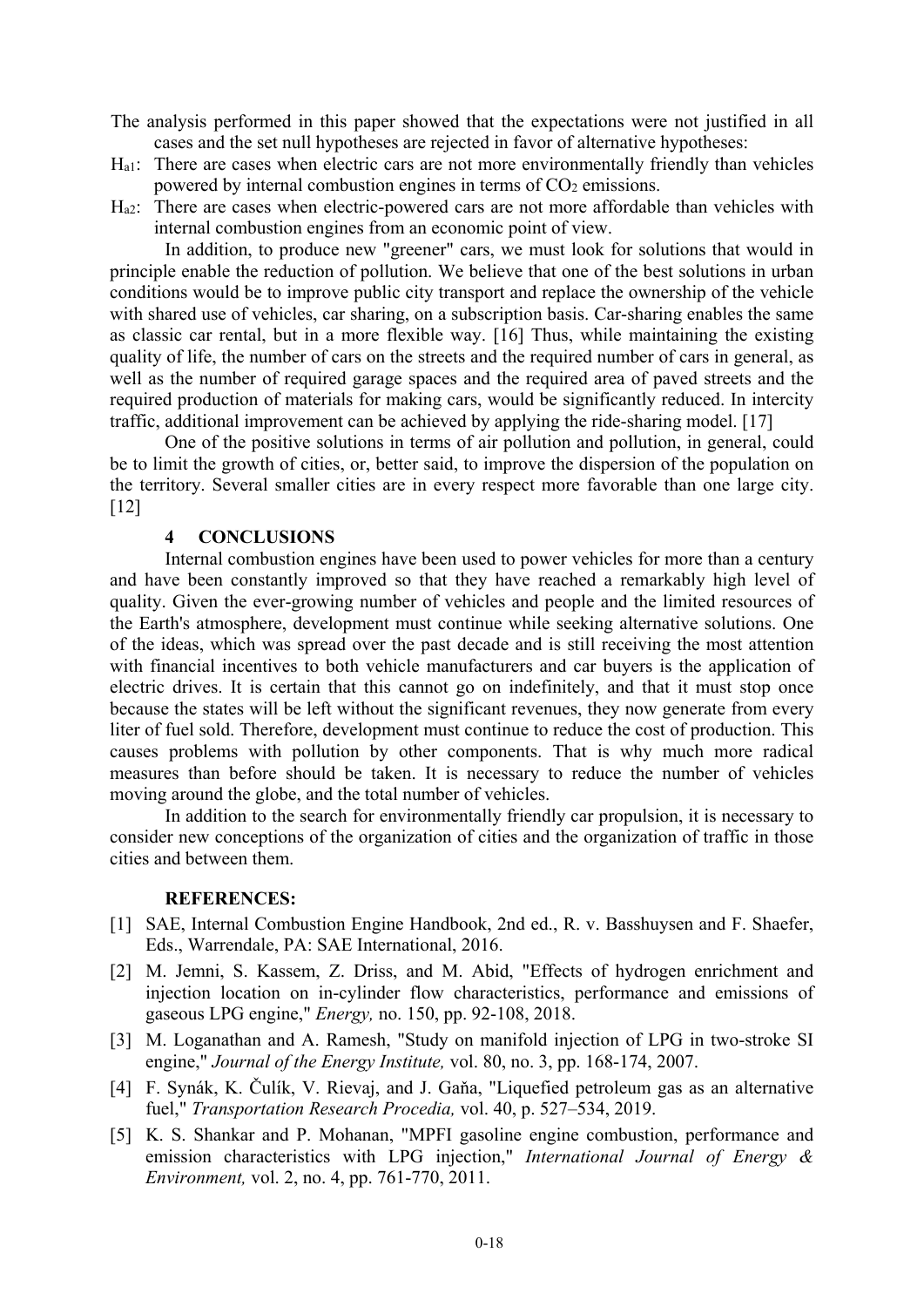The analysis performed in this paper showed that the expectations were not justified in all cases and the set null hypotheses are rejected in favor of alternative hypotheses:

$H_{a1}$: There are cases when electric cars are not more environmentally friendly than vehicles powered by internal combustion engines in terms of $CO_2$ emissions.

$H_{a2}$: There are cases when electric-powered cars are not more affordable than vehicles with internal combustion engines from an economic point of view.

In addition, to produce new "greener" cars, we must look for solutions that would in principle enable the reduction of pollution. We believe that one of the best solutions in urban conditions would be to improve public city transport and replace the ownership of the vehicle with shared use of vehicles, car sharing, on a subscription basis. Car-sharing enables the same as classic car rental, but in a more flexible way. [16] Thus, while maintaining the existing quality of life, the number of cars on the streets and the required number of cars in general, as well as the number of required garage spaces and the required area of paved streets and the required production of materials for making cars, would be significantly reduced. In intercity traffic, additional improvement can be achieved by applying the ride-sharing model. [17]

One of the positive solutions in terms of air pollution and pollution, in general, could be to limit the growth of cities, or, better said, to improve the dispersion of the population on the territory. Several smaller cities are in every respect more favorable than one large city. [12]

## 4 CONCLUSIONS

Internal combustion engines have been used to power vehicles for more than a century and have been constantly improved so that they have reached a remarkably high level of quality. Given the ever-growing number of vehicles and people and the limited resources of the Earth's atmosphere, development must continue while seeking alternative solutions. One of the ideas, which was spread over the past decade and is still receiving the most attention with financial incentives to both vehicle manufacturers and car buyers is the application of electric drives. It is certain that this cannot go on indefinitely, and that it must stop once because the states will be left without the significant revenues, they now generate from every liter of fuel sold. Therefore, development must continue to reduce the cost of production. This causes problems with pollution by other components. That is why much more radical measures than before should be taken. It is necessary to reduce the number of vehicles moving around the globe, and the total number of vehicles.

In addition to the search for environmentally friendly car propulsion, it is necessary to consider new conceptions of the organization of cities and the organization of traffic in those cities and between them.

## REFERENCES:

[1] SAE, Internal Combustion Engine Handbook, 2nd ed., R. v. Basshuysen and F. Shaefer, Eds., Warrendale, PA: SAE International, 2016.

[2] M. Jemni, S. Kassem, Z. Driss, and M. Abid, "Effects of hydrogen enrichment and injection location on in-cylinder flow characteristics, performance and emissions of gaseous LPG engine," *Energy,* no. 150, pp. 92-108, 2018.

[3] M. Loganathan and A. Ramesh, "Study on manifold injection of LPG in two-stroke SI engine," *Journal of the Energy Institute,* vol. 80, no. 3, pp. 168-174, 2007.

[4] F. Synák, K. Čulík, V. Rievaj, and J. Gaňa, "Liquefied petroleum gas as an alternative fuel," *Transportation Research Procedia,* vol. 40, p. 527–534, 2019.

[5] K. S. Shankar and P. Mohanan, "MPFI gasoline engine combustion, performance and emission characteristics with LPG injection," *International Journal of Energy & Environment,* vol. 2, no. 4, pp. 761-770, 2011.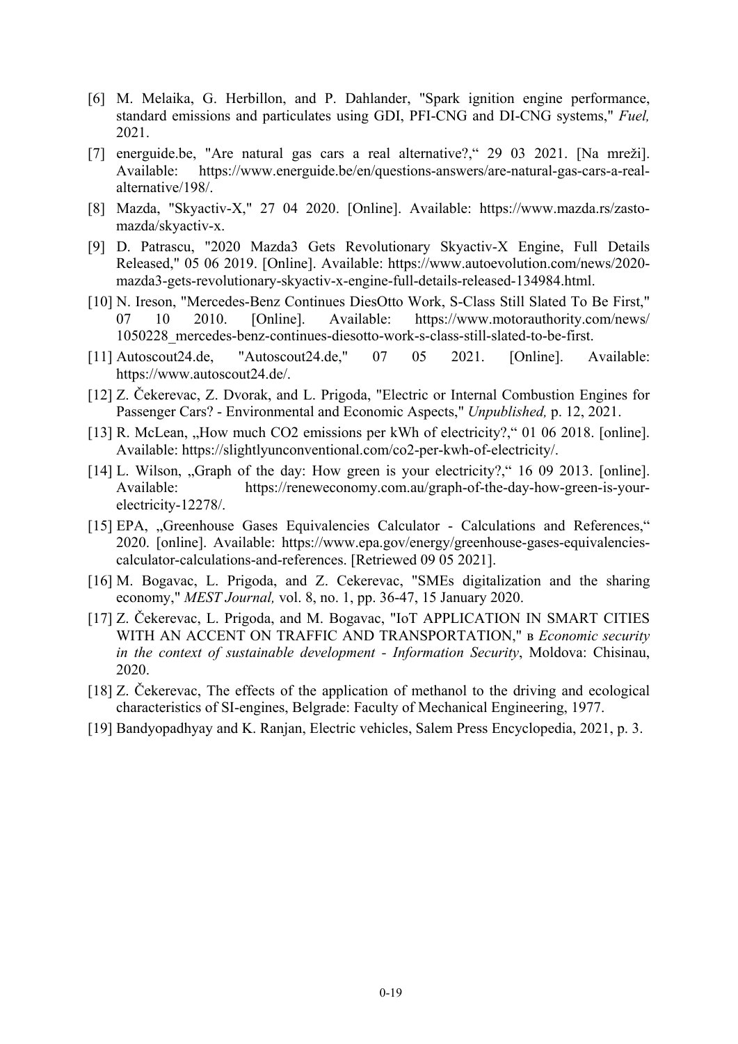[6] M. Melaika, G. Herbillon, and P. Dahlander, "Spark ignition engine performance, standard emissions and particulates using GDI, PFI-CNG and DI-CNG systems," *Fuel,* 2021.

[7] energuide.be, "Are natural gas cars a real alternative?,“ 29 03 2021. [Na mreži]. Available: https://www.energuide.be/en/questions-answers/are-natural-gas-cars-a-real-alternative/198/.

[8] Mazda, "Skyactiv-X," 27 04 2020. [Online]. Available: https://www.mazda.rs/zasto-mazda/skyactiv-x.

[9] D. Patrascu, "2020 Mazda3 Gets Revolutionary Skyactiv-X Engine, Full Details Released," 05 06 2019. [Online]. Available: https://www.autoevolution.com/news/2020-mazda3-gets-revolutionary-skyactiv-x-engine-full-details-released-134984.html.

[10] N. Ireson, "Mercedes-Benz Continues DiesOtto Work, S-Class Still Slated To Be First," 07 10 2010. [Online]. Available: https://www.motorauthority.com/news/1050228_mercedes-benz-continues-diesotto-work-s-class-still-slated-to-be-first.

[11] Autoscout24.de, "Autoscout24.de," 07 05 2021. [Online]. Available: https://www.autoscout24.de/.

[12] Z. Čekerevac, Z. Dvorak, and L. Prigoda, "Electric or Internal Combustion Engines for Passenger Cars? - Environmental and Economic Aspects," *Unpublished,* p. 12, 2021.

[13] R. McLean, „How much CO2 emissions per kWh of electricity?,“ 01 06 2018. [online]. Available: https://slightlyunconventional.com/co2-per-kwh-of-electricity/.

[14] L. Wilson, „Graph of the day: How green is your electricity?,“ 16 09 2013. [online]. Available: https://reneweconomy.com.au/graph-of-the-day-how-green-is-your-electricity-12278/.

[15] EPA, „Greenhouse Gases Equivalencies Calculator - Calculations and References,“ 2020. [online]. Available: https://www.epa.gov/energy/greenhouse-gases-equivalencies-calculator-calculations-and-references. [Retriewed 09 05 2021].

[16] M. Bogavac, L. Prigoda, and Z. Cekerevac, "SMEs digitalization and the sharing economy," *MEST Journal,* vol. 8, no. 1, pp. 36-47, 15 January 2020.

[17] Z. Čekerevac, L. Prigoda, and M. Bogavac, "IoT APPLICATION IN SMART CITIES WITH AN ACCENT ON TRAFFIC AND TRANSPORTATION," в *Economic security in the context of sustainable development - Information Security*, Moldova: Chisinau, 2020.

[18] Z. Čekerevac, The effects of the application of methanol to the driving and ecological characteristics of SI-engines, Belgrade: Faculty of Mechanical Engineering, 1977.

[19] Bandyopadhyay and K. Ranjan, Electric vehicles, Salem Press Encyclopedia, 2021, p. 3.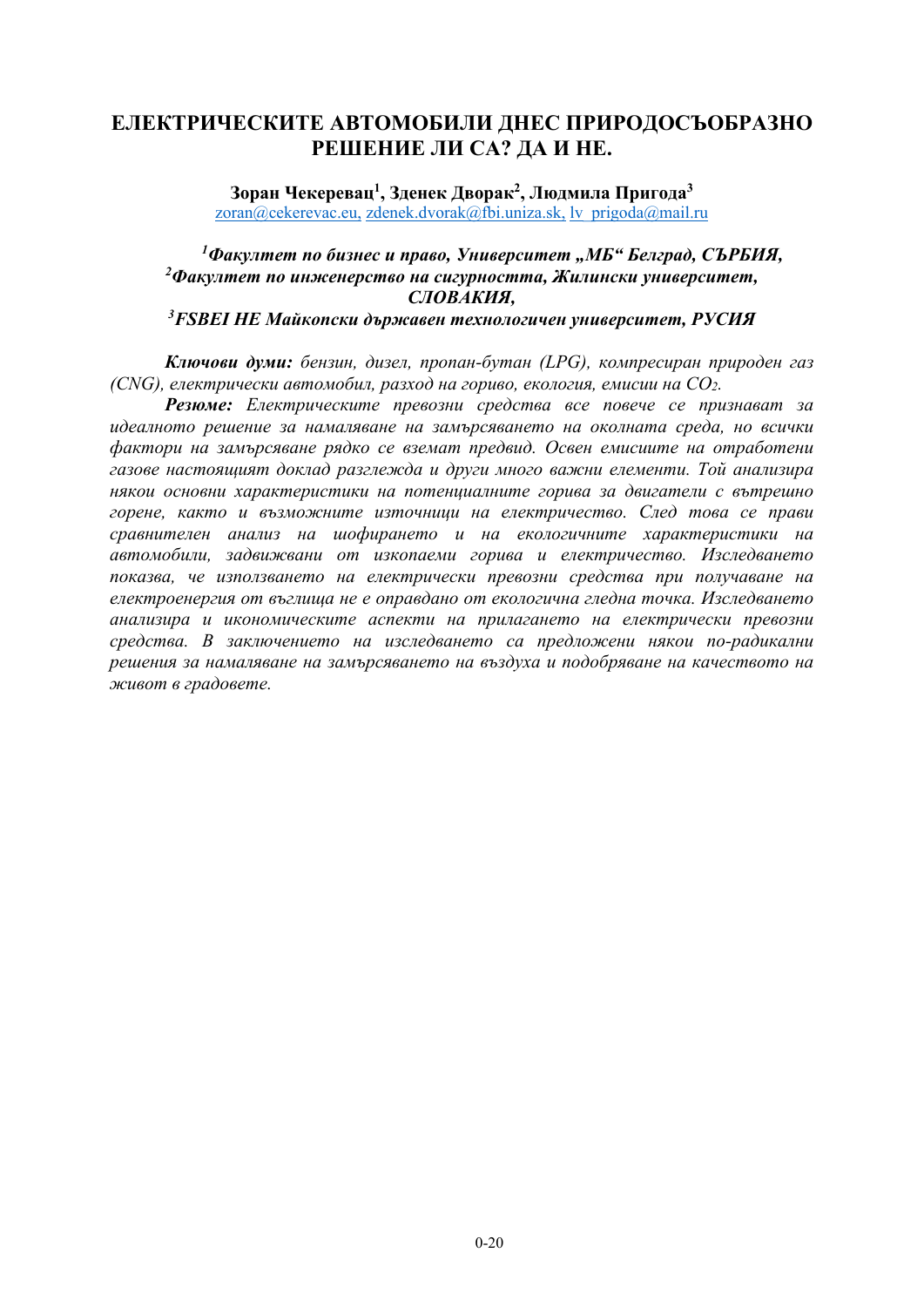# ЕЛЕКТРИЧЕСКИТЕ АВТОМОБИЛИ ДНЕС ПРИРОДОСЪОБРАЗНО РЕШЕНИЕ ЛИ СА? ДА И НЕ.

**Зоран Чекеревац[1], Зденек Дворак[2], Людмила Пригода[3]**
zoran@cekerevac.eu, zdenek.dvorak@fbi.uniza.sk, lv_prigoda@mail.ru

***[1]Факултет по бизнес и право, Университет „МБ“ Белград, СЪРБИЯ,***
***[2]Факултет по инженерство на сигурността, Жилински университет, СЛОВАКИЯ,***
***[3]FSBEI HE Майкопски държавен технологичен университет, РУСИЯ***

***Ключови думи:*** *бензин, дизел, пропан-бутан (LPG), компресиран природен газ (CNG), електрически автомобил, разход на гориво, екология, емисии на* $CO_2$*.*

***Резюме:*** *Електрическите превозни средства все повече се признават за идеалното решение за намаляване на замърсяването на околната среда, но всички фактори на замърсяване рядко се вземат предвид. Освен емисиите на отработени газове настоящият доклад разглежда и други много важни елементи. Той анализира някои основни характеристики на потенциалните горива за двигатели с вътрешно горене, както и възможните източници на електричество. След това се прави сравнителен анализ на шофирането и на екологичните характеристики на автомобили, задвижвани от изкопаеми горива и електричество. Изследването показва, че използването на електрически превозни средства при получаване на електроенергия от въглища не е оправдано от екологична гледна точка. Изследването анализира и икономическите аспекти на прилагането на електрически превозни средства. В заключението на изследването са предложени някои по-радикални решения за намаляване на замърсяването на въздуха и подобряване на качеството на живот в градовете.*